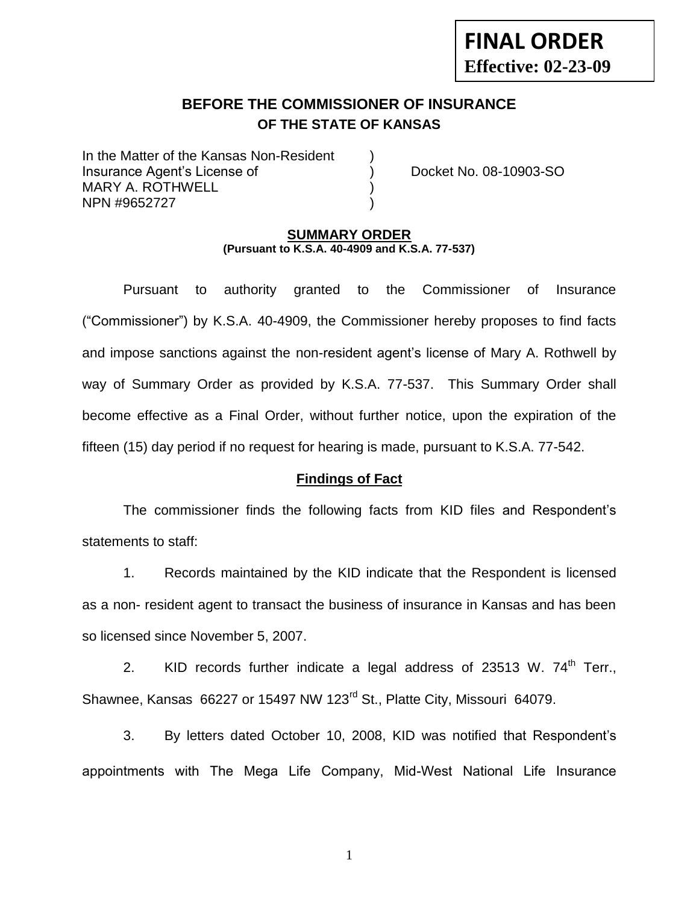**FINAL ORDER**
**Effective: 02-23-09**

# BEFORE THE COMMISSIONER OF INSURANCE
## OF THE STATE OF KANSAS

In the Matter of the Kansas Non-Resident )
Insurance Agent's License of ) Docket No. 08-10903-SO
MARY A. ROTHWELL )
NPN #9652727 )

### SUMMARY ORDER
**(Pursuant to K.S.A. 40-4909 and K.S.A. 77-537)**

Pursuant to authority granted to the Commissioner of Insurance ("Commissioner") by K.S.A. 40-4909, the Commissioner hereby proposes to find facts and impose sanctions against the non-resident agent's license of Mary A. Rothwell by way of Summary Order as provided by K.S.A. 77-537. This Summary Order shall become effective as a Final Order, without further notice, upon the expiration of the fifteen (15) day period if no request for hearing is made, pursuant to K.S.A. 77-542.

### Findings of Fact

The commissioner finds the following facts from KID files and Respondent's statements to staff:

1. Records maintained by the KID indicate that the Respondent is licensed as a non- resident agent to transact the business of insurance in Kansas and has been so licensed since November 5, 2007.

2. KID records further indicate a legal address of 23513 W. 74th Terr., Shawnee, Kansas 66227 or 15497 NW 123rd St., Platte City, Missouri 64079.

3. By letters dated October 10, 2008, KID was notified that Respondent's appointments with The Mega Life Company, Mid-West National Life Insurance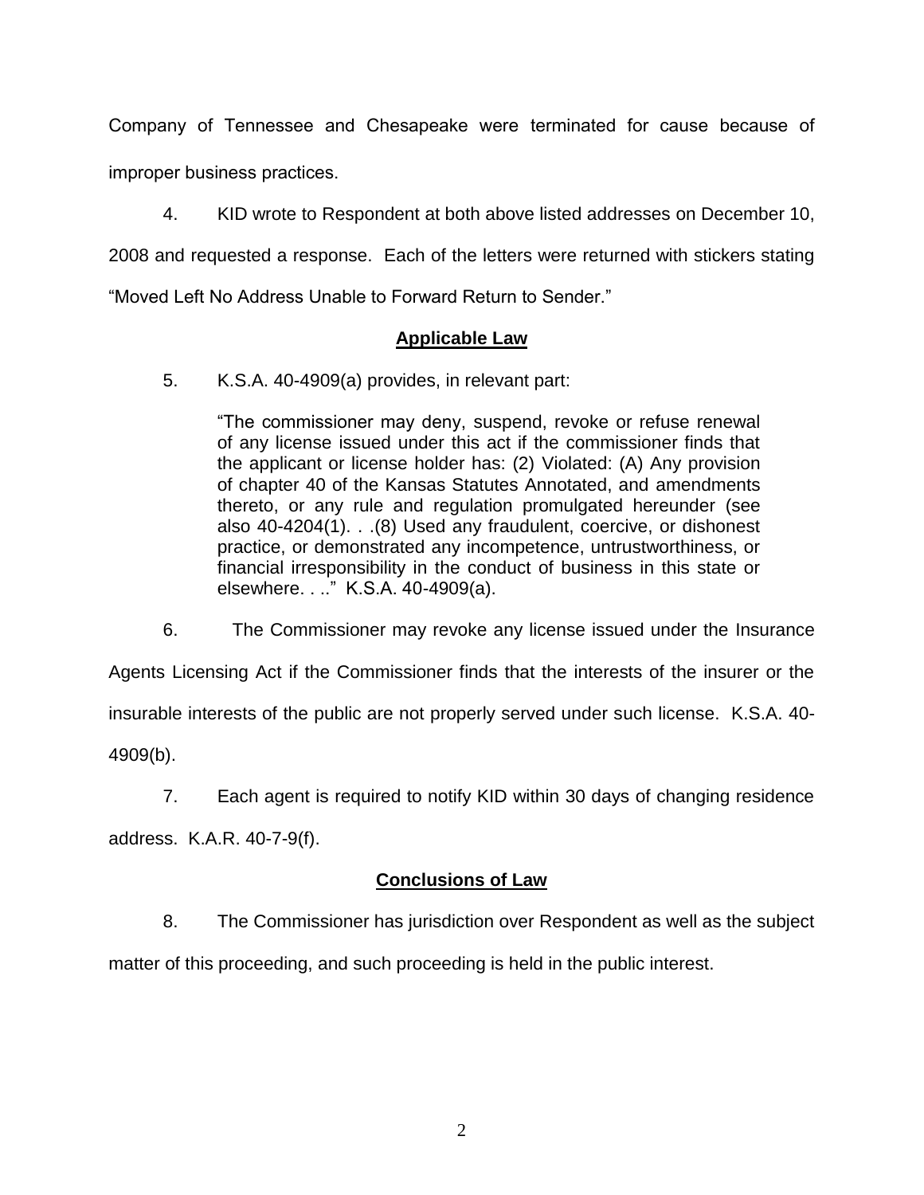Company of Tennessee and Chesapeake were terminated for cause because of improper business practices.

4. KID wrote to Respondent at both above listed addresses on December 10, 2008 and requested a response. Each of the letters were returned with stickers stating "Moved Left No Address Unable to Forward Return to Sender."

## Applicable Law

5. K.S.A. 40-4909(a) provides, in relevant part:

> "The commissioner may deny, suspend, revoke or refuse renewal of any license issued under this act if the commissioner finds that the applicant or license holder has: (2) Violated: (A) Any provision of chapter 40 of the Kansas Statutes Annotated, and amendments thereto, or any rule and regulation promulgated hereunder (see also 40-4204(1). . .(8) Used any fraudulent, coercive, or dishonest practice, or demonstrated any incompetence, untrustworthiness, or financial irresponsibility in the conduct of business in this state or elsewhere. . .." K.S.A. 40-4909(a).

6. The Commissioner may revoke any license issued under the Insurance Agents Licensing Act if the Commissioner finds that the interests of the insurer or the insurable interests of the public are not properly served under such license. K.S.A. 40-4909(b).

7. Each agent is required to notify KID within 30 days of changing residence address. K.A.R. 40-7-9(f).

## Conclusions of Law

8. The Commissioner has jurisdiction over Respondent as well as the subject matter of this proceeding, and such proceeding is held in the public interest.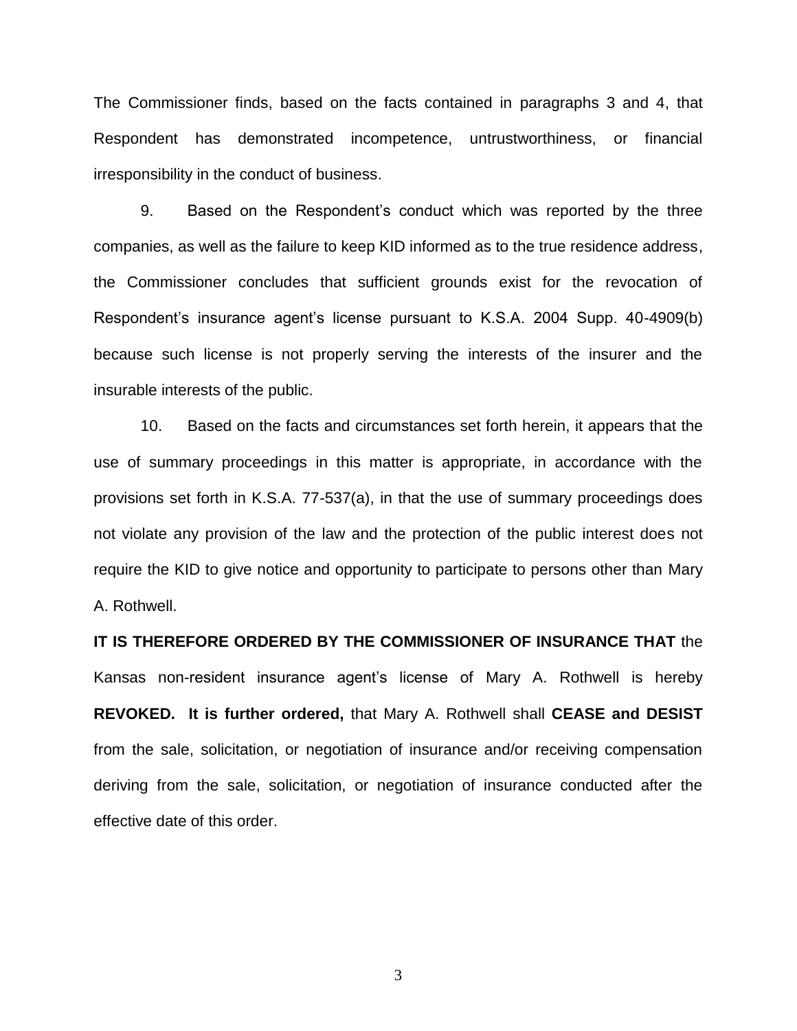The Commissioner finds, based on the facts contained in paragraphs 3 and 4, that Respondent has demonstrated incompetence, untrustworthiness, or financial irresponsibility in the conduct of business.

9. Based on the Respondent's conduct which was reported by the three companies, as well as the failure to keep KID informed as to the true residence address, the Commissioner concludes that sufficient grounds exist for the revocation of Respondent's insurance agent's license pursuant to K.S.A. 2004 Supp. 40-4909(b) because such license is not properly serving the interests of the insurer and the insurable interests of the public.

10. Based on the facts and circumstances set forth herein, it appears that the use of summary proceedings in this matter is appropriate, in accordance with the provisions set forth in K.S.A. 77-537(a), in that the use of summary proceedings does not violate any provision of the law and the protection of the public interest does not require the KID to give notice and opportunity to participate to persons other than Mary A. Rothwell.

**IT IS THEREFORE ORDERED BY THE COMMISSIONER OF INSURANCE THAT** the Kansas non-resident insurance agent's license of Mary A. Rothwell is hereby **REVOKED. It is further ordered,** that Mary A. Rothwell shall **CEASE and DESIST** from the sale, solicitation, or negotiation of insurance and/or receiving compensation deriving from the sale, solicitation, or negotiation of insurance conducted after the effective date of this order.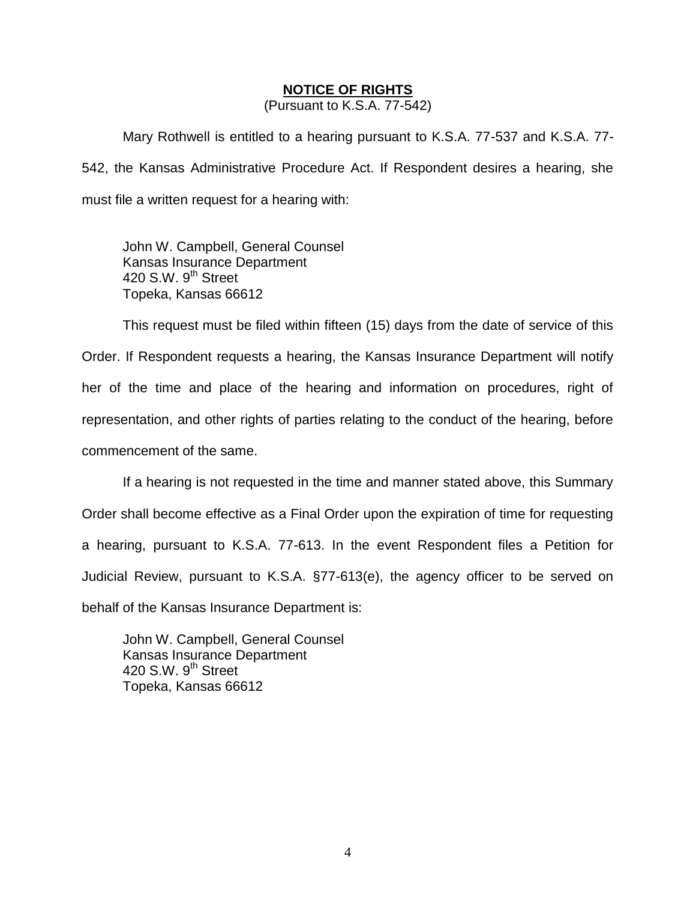## NOTICE OF RIGHTS

(Pursuant to K.S.A. 77-542)

Mary Rothwell is entitled to a hearing pursuant to K.S.A. 77-537 and K.S.A. 77-542, the Kansas Administrative Procedure Act. If Respondent desires a hearing, she must file a written request for a hearing with:

John W. Campbell, General Counsel
Kansas Insurance Department
420 S.W. 9th Street
Topeka, Kansas 66612

This request must be filed within fifteen (15) days from the date of service of this Order. If Respondent requests a hearing, the Kansas Insurance Department will notify her of the time and place of the hearing and information on procedures, right of representation, and other rights of parties relating to the conduct of the hearing, before commencement of the same.

If a hearing is not requested in the time and manner stated above, this Summary Order shall become effective as a Final Order upon the expiration of time for requesting a hearing, pursuant to K.S.A. 77-613. In the event Respondent files a Petition for Judicial Review, pursuant to K.S.A. §77-613(e), the agency officer to be served on behalf of the Kansas Insurance Department is:

John W. Campbell, General Counsel
Kansas Insurance Department
420 S.W. 9th Street
Topeka, Kansas 66612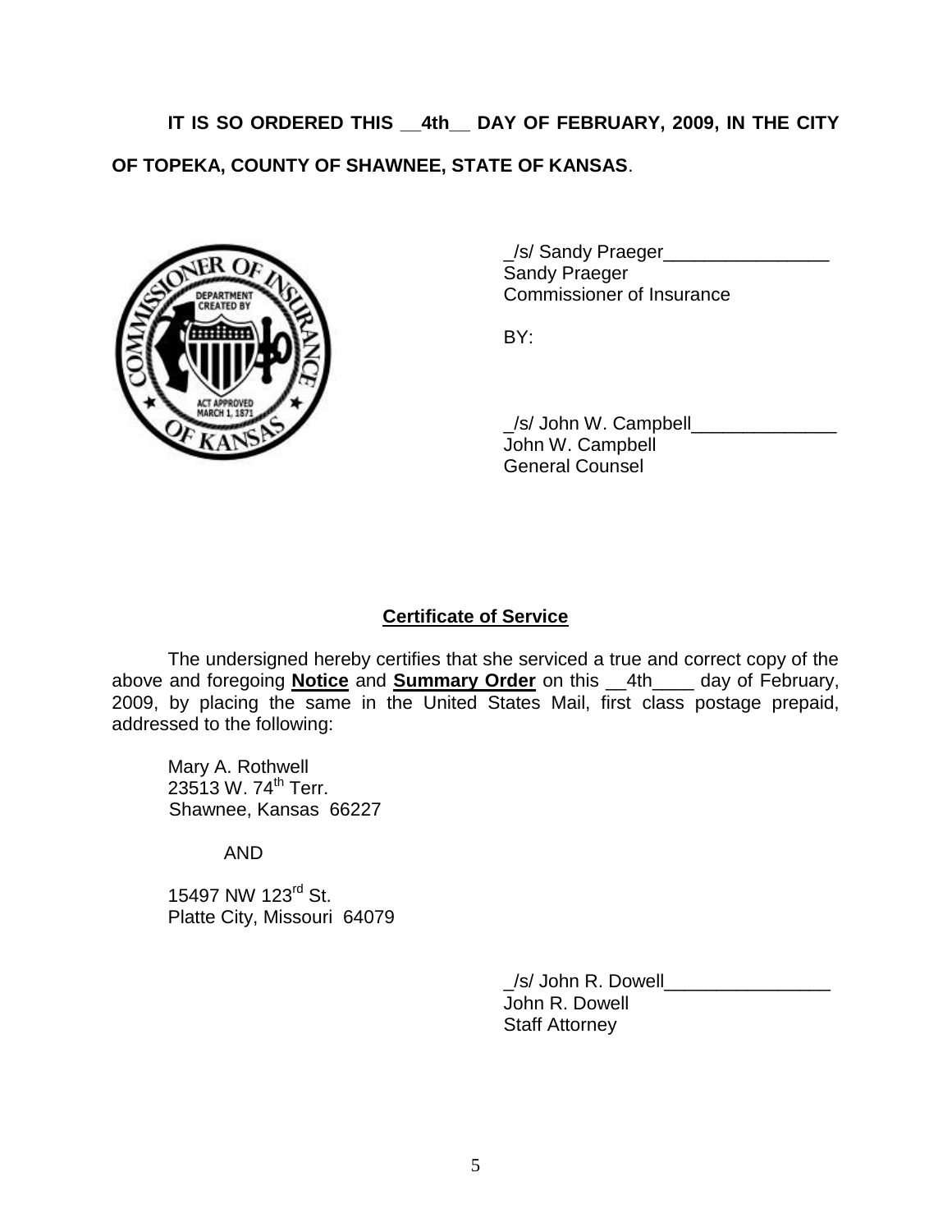**IT IS SO ORDERED THIS __4th__ DAY OF FEBRUARY, 2009, IN THE CITY OF TOPEKA, COUNTY OF SHAWNEE, STATE OF KANSAS**.

_/s/ Sandy Praeger________________
Sandy Praeger
Commissioner of Insurance

BY:

_/s/ John W. Campbell______________
John W. Campbell
General Counsel

## Certificate of Service

The undersigned hereby certifies that she serviced a true and correct copy of the above and foregoing **Notice** and **Summary Order** on this __4th____ day of February, 2009, by placing the same in the United States Mail, first class postage prepaid, addressed to the following:

Mary A. Rothwell
23513 W. 74th Terr.
Shawnee, Kansas 66227

AND

15497 NW 123rd St.
Platte City, Missouri 64079

_/s/ John R. Dowell________________
John R. Dowell
Staff Attorney